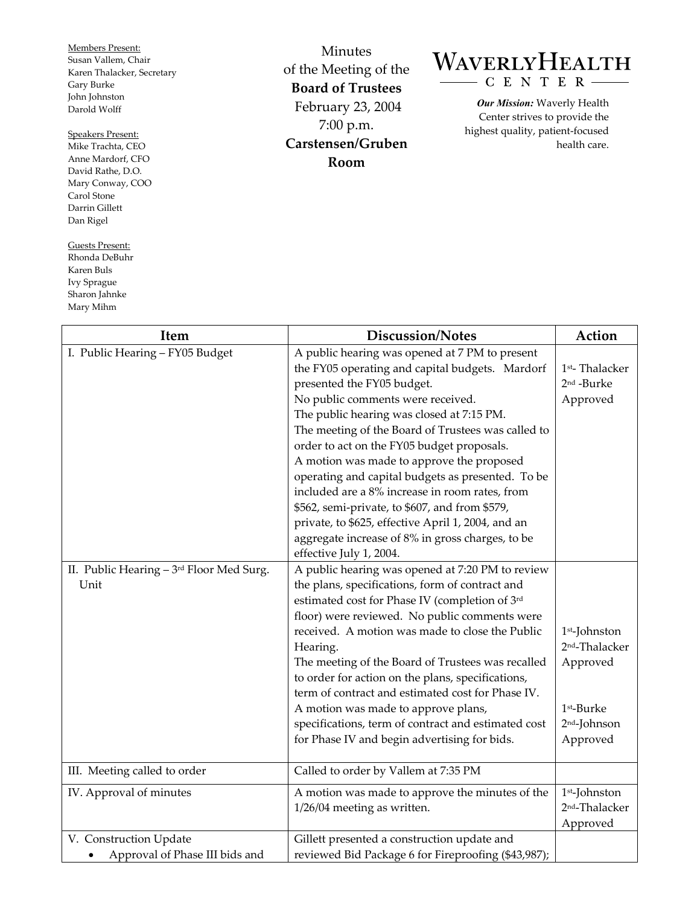Members Present:
Susan Vallem, Chair
Karen Thalacker, Secretary
Gary Burke
John Johnston
Darold Wolff

Speakers Present:
Mike Trachta, CEO
Anne Mardorf, CFO
David Rathe, D.O.
Mary Conway, COO
Carol Stone
Darrin Gillett
Dan Rigel

Guests Present:
Rhonda DeBuhr
Karen Buls
Ivy Sprague
Sharon Jahnke
Mary Mihm

# Minutes of the Meeting of the **Board of Trustees**

February 23, 2004
7:00 p.m.
**Carstensen/Gruben Room**

**WAVERLY HEALTH CENTER**

***Our Mission:*** Waverly Health Center strives to provide the highest quality, patient-focused health care.

| Item | Discussion/Notes | Action |
|---|---|---|
| I. Public Hearing – FY05 Budget | A public hearing was opened at 7 PM to present the FY05 operating and capital budgets. Mardorf presented the FY05 budget.<br>No public comments were received.<br>The public hearing was closed at 7:15 PM.<br>The meeting of the Board of Trustees was called to order to act on the FY05 budget proposals.<br>A motion was made to approve the proposed operating and capital budgets as presented. To be included are a 8% increase in room rates, from $562, semi-private, to $607, and from $579, private, to $625, effective April 1, 2004, and an aggregate increase of 8% in gross charges, to be effective July 1, 2004. | 1st- Thalacker<br>2nd -Burke<br>Approved |
| II. Public Hearing – 3rd Floor Med Surg. Unit | A public hearing was opened at 7:20 PM to review the plans, specifications, form of contract and estimated cost for Phase IV (completion of 3rd floor) were reviewed. No public comments were received. A motion was made to close the Public Hearing.<br>The meeting of the Board of Trustees was recalled to order for action on the plans, specifications, term of contract and estimated cost for Phase IV.<br>A motion was made to approve plans, specifications, term of contract and estimated cost for Phase IV and begin advertising for bids. | 1st-Johnston<br>2nd-Thalacker<br>Approved<br><br>1st-Burke<br>2nd-Johnson<br>Approved |
| III. Meeting called to order | Called to order by Vallem at 7:35 PM | |
| IV. Approval of minutes | A motion was made to approve the minutes of the 1/26/04 meeting as written. | 1st-Johnston<br>2nd-Thalacker<br>Approved |
| V. Construction Update<br>• Approval of Phase III bids and | Gillett presented a construction update and reviewed Bid Package 6 for Fireproofing ($43,987); | |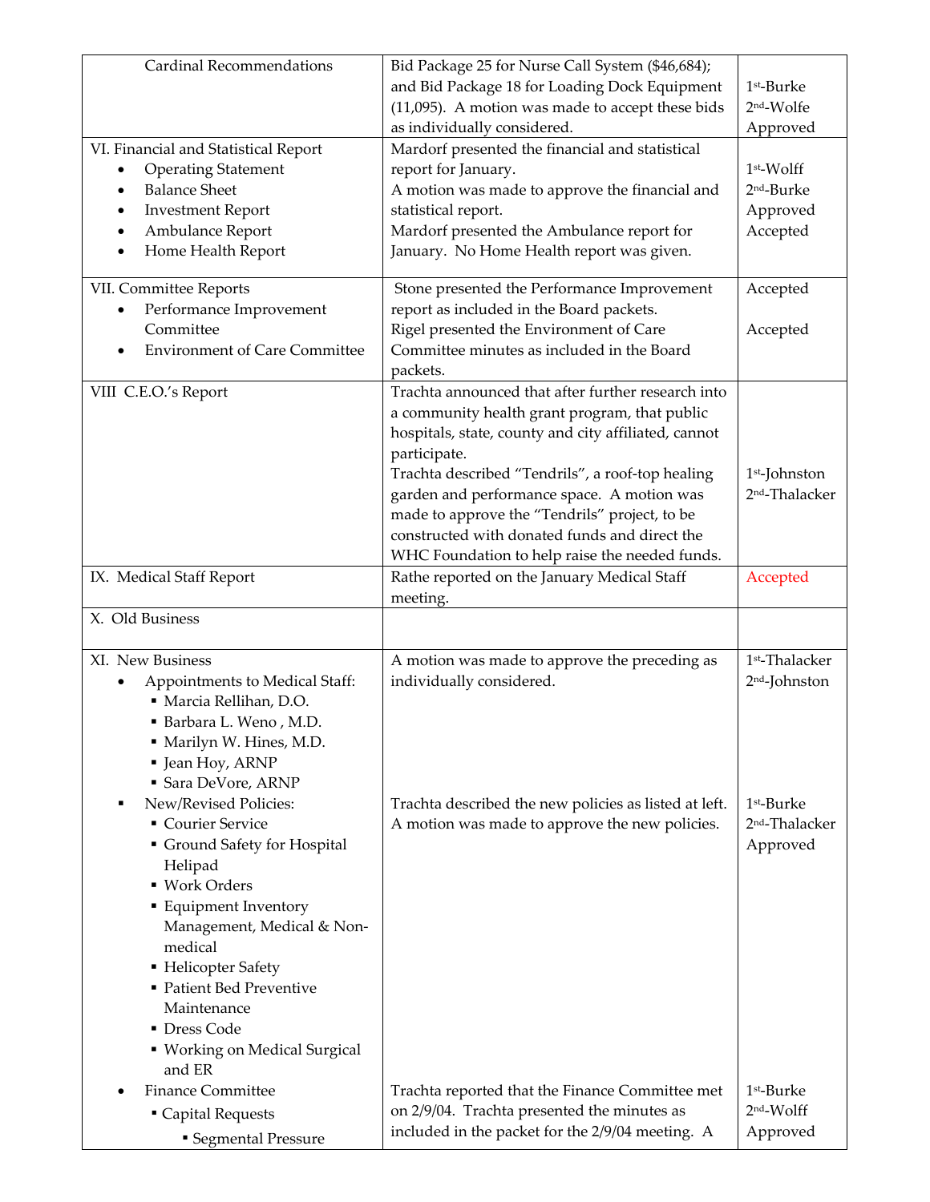| | | |
|---|---|---|
| Cardinal Recommendations | Bid Package 25 for Nurse Call System ($46,684); and Bid Package 18 for Loading Dock Equipment (11,095). A motion was made to accept these bids as individually considered. | 1st-Burke<br>2nd-Wolfe<br>Approved |
| VI. Financial and Statistical Report<br>• Operating Statement<br>• Balance Sheet<br>• Investment Report<br>• Ambulance Report<br>• Home Health Report | Mardorf presented the financial and statistical report for January.<br>A motion was made to approve the financial and statistical report.<br>Mardorf presented the Ambulance report for January. No Home Health report was given. | 1st-Wolff<br>2nd-Burke<br>Approved<br>Accepted |
| VII. Committee Reports<br>• Performance Improvement Committee<br>• Environment of Care Committee | Stone presented the Performance Improvement report as included in the Board packets.<br>Rigel presented the Environment of Care Committee minutes as included in the Board packets. | Accepted<br><br>Accepted |
| VIII C.E.O.'s Report | Trachta announced that after further research into a community health grant program, that public hospitals, state, county and city affiliated, cannot participate.<br>Trachta described "Tendrils", a roof-top healing garden and performance space. A motion was made to approve the "Tendrils" project, to be constructed with donated funds and direct the WHC Foundation to help raise the needed funds. | <br><br><br><br>1st-Johnston<br>2nd-Thalacker |
| IX. Medical Staff Report | Rathe reported on the January Medical Staff meeting. | Accepted |
| X. Old Business | | |
| XI. New Business<br>• Appointments to Medical Staff:<br>▪ Marcia Rellihan, D.O.<br>▪ Barbara L. Weno , M.D.<br>▪ Marilyn W. Hines, M.D.<br>▪ Jean Hoy, ARNP<br>▪ Sara DeVore, ARNP<br>▪ New/Revised Policies:<br>▪ Courier Service<br>▪ Ground Safety for Hospital Helipad<br>▪ Work Orders<br>▪ Equipment Inventory Management, Medical & Non-medical<br>▪ Helicopter Safety<br>▪ Patient Bed Preventive Maintenance<br>▪ Dress Code<br>▪ Working on Medical Surgical and ER<br>• Finance Committee<br>▪ Capital Requests<br>▪ Segmental Pressure | A motion was made to approve the preceding as individually considered.<br><br><br><br><br><br>Trachta described the new policies as listed at left. A motion was made to approve the new policies.<br><br><br><br><br><br><br><br><br><br><br><br><br>Trachta reported that the Finance Committee met on 2/9/04. Trachta presented the minutes as included in the packet for the 2/9/04 meeting. A | 1st-Thalacker<br>2nd-Johnston<br><br><br><br><br><br>1st-Burke<br>2nd-Thalacker<br>Approved<br><br><br><br><br><br><br><br><br><br><br><br>1st-Burke<br>2nd-Wolff<br>Approved |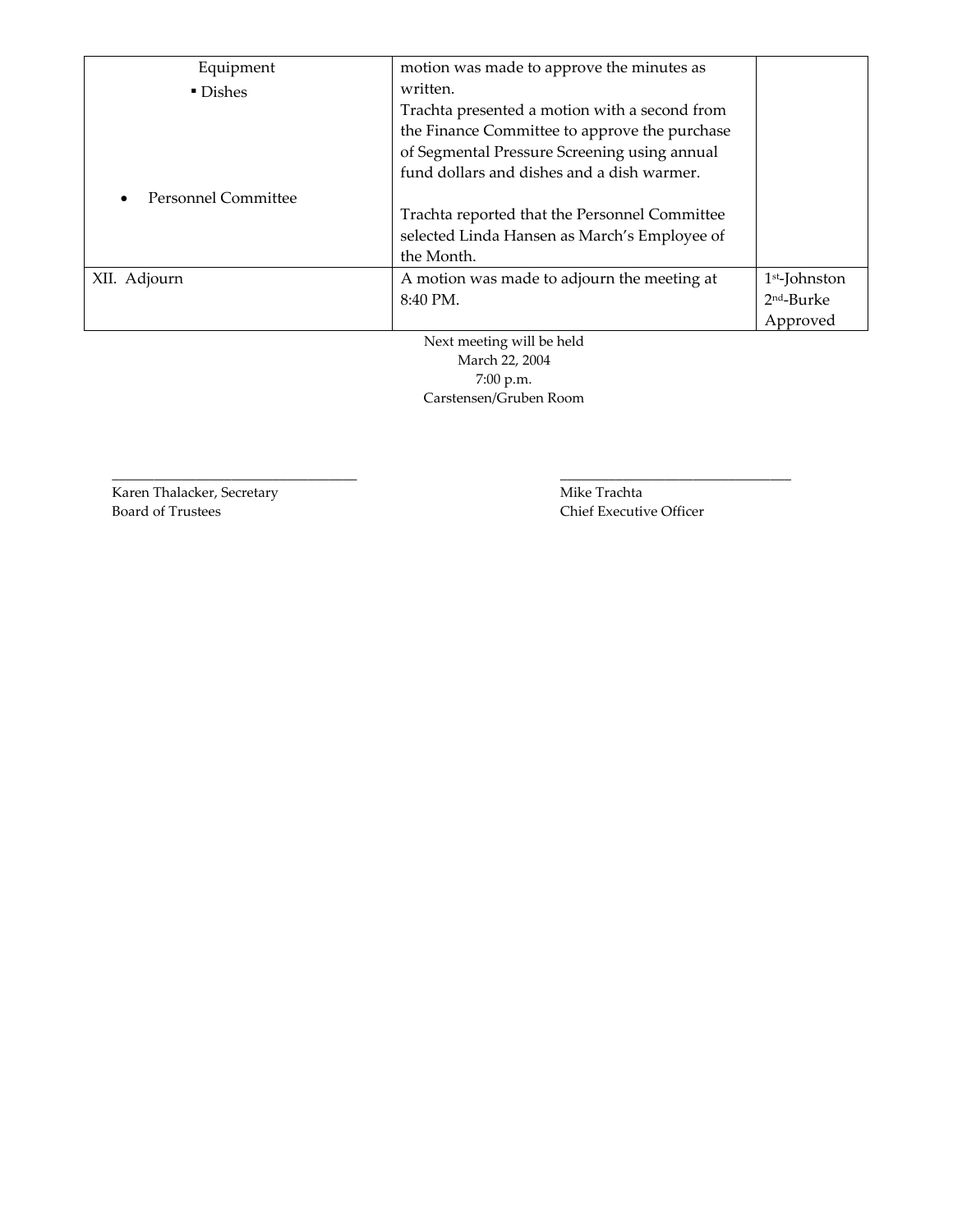| | | |
|---|---|---|
| Equipment<br>▪ Dishes<br><br>• Personnel Committee | motion was made to approve the minutes as written.<br>Trachta presented a motion with a second from the Finance Committee to approve the purchase of Segmental Pressure Screening using annual fund dollars and dishes and a dish warmer.<br><br>Trachta reported that the Personnel Committee selected Linda Hansen as March's Employee of the Month. | |
| XII. Adjourn | A motion was made to adjourn the meeting at 8:40 PM. | 1st-Johnston<br>2nd-Burke<br>Approved |

Next meeting will be held
March 22, 2004
7:00 p.m.
Carstensen/Gruben Room

___________________________________
Karen Thalacker, Secretary
Board of Trustees

_________________________________
Mike Trachta
Chief Executive Officer